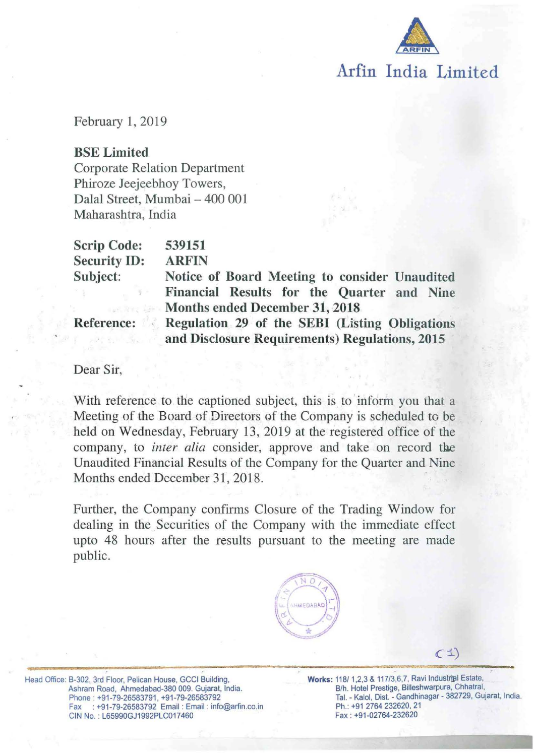# Arfin India Limited

February 1, 2019

**BSE Limited**
Corporate Relation Department
Phiroze Jeejeebhoy Towers,
Dalal Street, Mumbai – 400 001
Maharashtra, India

| | |
|---|---|
| **Scrip Code:** | **539151** |
| **Security ID:** | **ARFIN** |
| **Subject:** | **Notice of Board Meeting to consider Unaudited Financial Results for the Quarter and Nine Months ended December 31, 2018** |
| **Reference:** | **Regulation 29 of the SEBI (Listing Obligations and Disclosure Requirements) Regulations, 2015** |

Dear Sir,

With reference to the captioned subject, this is to inform you that a Meeting of the Board of Directors of the Company is scheduled to be held on Wednesday, February 13, 2019 at the registered office of the company, to *inter alia* consider, approve and take on record the Unaudited Financial Results of the Company for the Quarter and Nine Months ended December 31, 2018.

Further, the Company confirms Closure of the Trading Window for dealing in the Securities of the Company with the immediate effect upto 48 hours after the results pursuant to the meeting are made public.

Head Office: B-302, 3rd Floor, Pelican House, GCCI Building, Ashram Road, Ahmedabad-380 009. Gujarat, India.
Phone : +91-79-26583791, +91-79-26583792
Fax : +91-79-26583792 Email : Email : info@arfin.co.in
CIN No. : L65990GJ1992PLC017460

Works: 118/ 1,2,3 & 117/3,6,7, Ravi Industrial Estate, B/h. Hotel Prestige, Billeshwarpura, Chhatral, Tal. - Kalol, Dist. - Gandhinagar - 382729, Gujarat, India.
Ph.: +91 2764 232620, 21
Fax : +91-02764-232620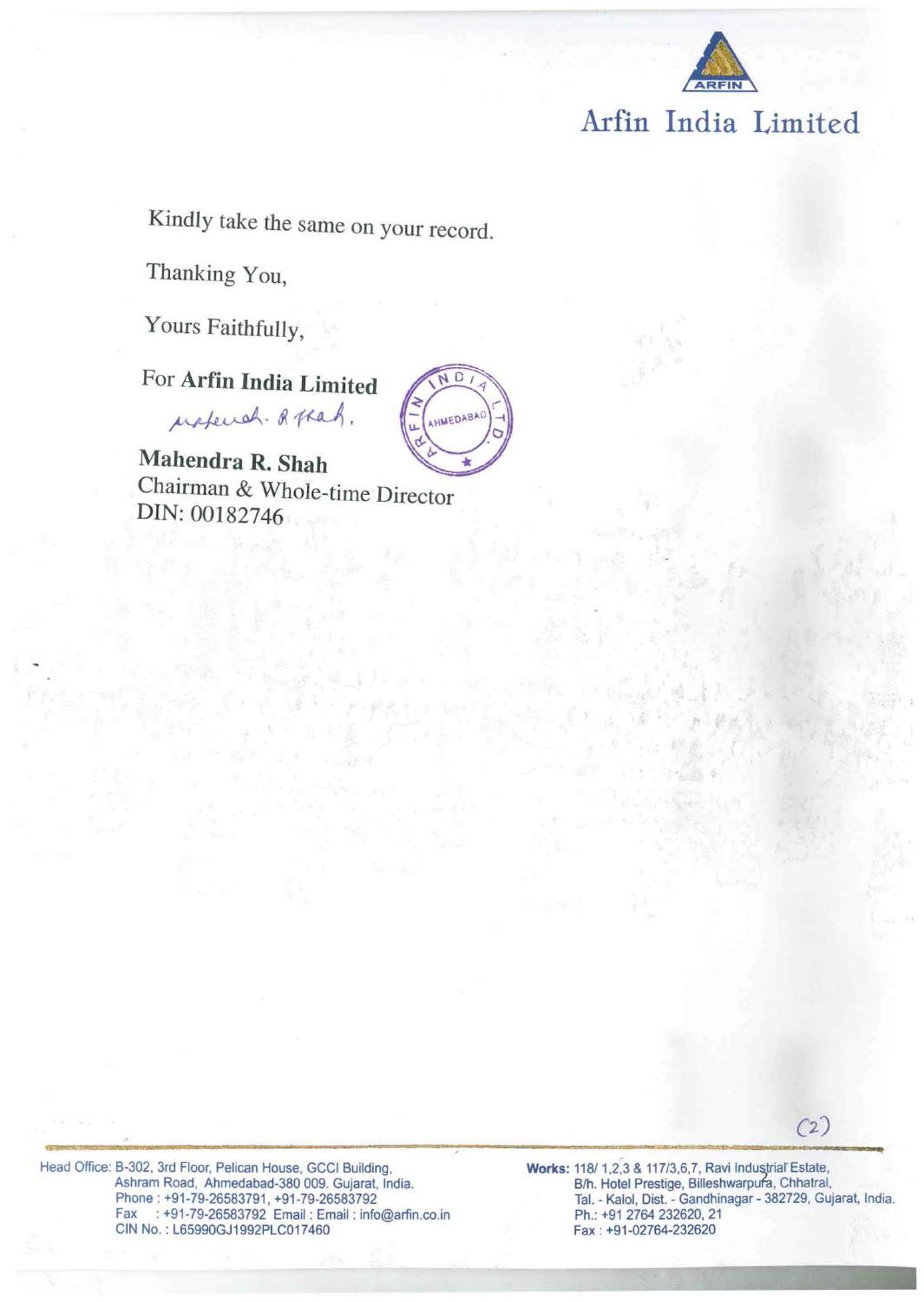Arfin India Limited

Kindly take the same on your record.

Thanking You,

Yours Faithfully,

For **Arfin India Limited**

**Mahendra R. Shah**
Chairman & Whole-time Director
DIN: 00182746

Head Office: B-302, 3rd Floor, Pelican House, GCCI Building, Ashram Road, Ahmedabad-380 009. Gujarat, India.
Phone : +91-79-26583791, +91-79-26583792
Fax : +91-79-26583792 Email : Email : info@arfin.co.in
CIN No. : L65990GJ1992PLC017460

**Works:** 118/ 1,2,3 & 117/3,6,7, Ravi Industrial Estate, B/h. Hotel Prestige, Billeshwarpura, Chhatral, Tal. - Kalol, Dist. - Gandhinagar - 382729, Gujarat, India.
Ph.: +91 2764 232620, 21
Fax : +91-02764-232620